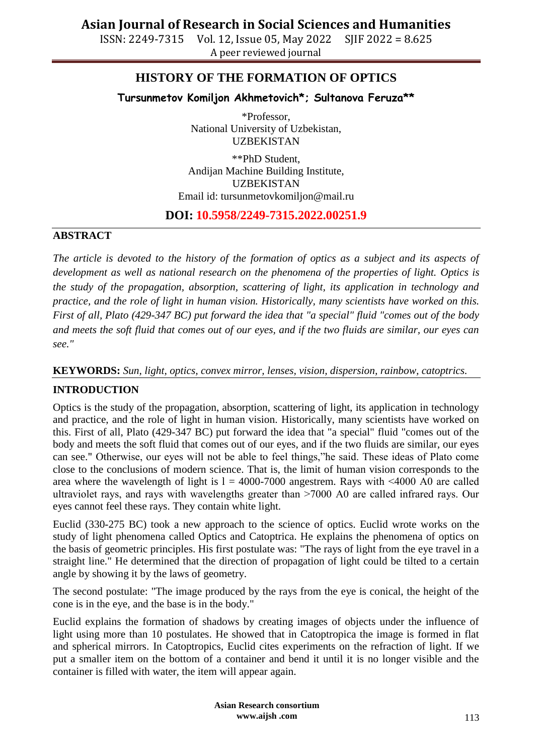# HISTORY OF THE FORMATION OF OPTICS

**Tursunmetov Komiljon Akhmetovich*; Sultanova Feruza****

*Professor,
National University of Uzbekistan,
UZBEKISTAN

**PhD Student,
Andijan Machine Building Institute,
UZBEKISTAN
Email id: tursunmetovkomiljon@mail.ru

**DOI: 10.5958/2249-7315.2022.00251.9**

## ABSTRACT

*The article is devoted to the history of the formation of optics as a subject and its aspects of development as well as national research on the phenomena of the properties of light. Optics is the study of the propagation, absorption, scattering of light, its application in technology and practice, and the role of light in human vision. Historically, many scientists have worked on this. First of all, Plato (429-347 BC) put forward the idea that "a special" fluid "comes out of the body and meets the soft fluid that comes out of our eyes, and if the two fluids are similar, our eyes can see."*

**KEYWORDS:** *Sun, light, optics, convex mirror, lenses, vision, dispersion, rainbow, catoptrics.*

## INTRODUCTION

Optics is the study of the propagation, absorption, scattering of light, its application in technology and practice, and the role of light in human vision. Historically, many scientists have worked on this. First of all, Plato (429-347 BC) put forward the idea that "a special" fluid "comes out of the body and meets the soft fluid that comes out of our eyes, and if the two fluids are similar, our eyes can see." Otherwise, our eyes will not be able to feel things,"he said. These ideas of Plato come close to the conclusions of modern science. That is, the limit of human vision corresponds to the area where the wavelength of light is l = 4000-7000 angestrem. Rays with <4000 A0 are called ultraviolet rays, and rays with wavelengths greater than >7000 A0 are called infrared rays. Our eyes cannot feel these rays. They contain white light.

Euclid (330-275 BC) took a new approach to the science of optics. Euclid wrote works on the study of light phenomena called Optics and Catoptrica. He explains the phenomena of optics on the basis of geometric principles. His first postulate was: "The rays of light from the eye travel in a straight line." He determined that the direction of propagation of light could be tilted to a certain angle by showing it by the laws of geometry.

The second postulate: "The image produced by the rays from the eye is conical, the height of the cone is in the eye, and the base is in the body."

Euclid explains the formation of shadows by creating images of objects under the influence of light using more than 10 postulates. He showed that in Catoptropica the image is formed in flat and spherical mirrors. In Catoptropics, Euclid cites experiments on the refraction of light. If we put a smaller item on the bottom of a container and bend it until it is no longer visible and the container is filled with water, the item will appear again.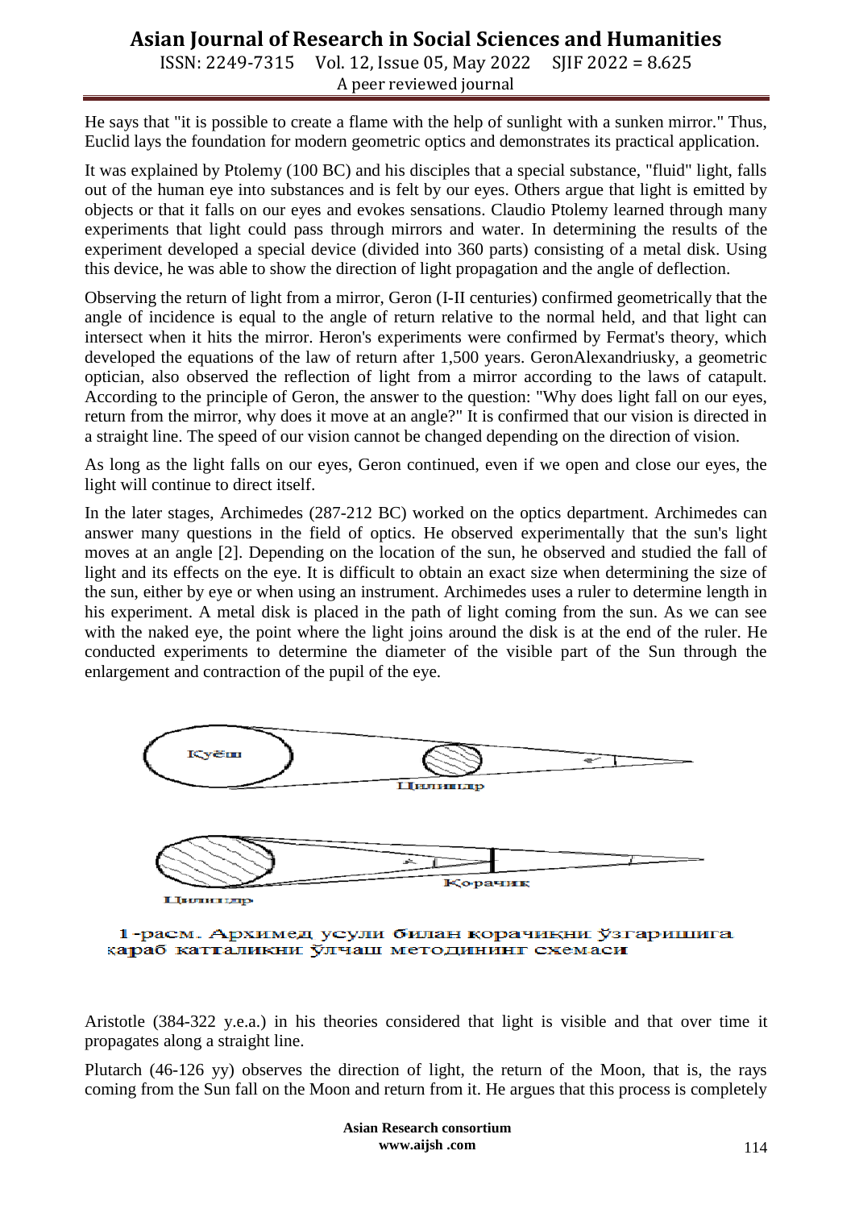He says that "it is possible to create a flame with the help of sunlight with a sunken mirror." Thus, Euclid lays the foundation for modern geometric optics and demonstrates its practical application.

It was explained by Ptolemy (100 BC) and his disciples that a special substance, "fluid" light, falls out of the human eye into substances and is felt by our eyes. Others argue that light is emitted by objects or that it falls on our eyes and evokes sensations. Claudio Ptolemy learned through many experiments that light could pass through mirrors and water. In determining the results of the experiment developed a special device (divided into 360 parts) consisting of a metal disk. Using this device, he was able to show the direction of light propagation and the angle of deflection.

Observing the return of light from a mirror, Geron (I-II centuries) confirmed geometrically that the angle of incidence is equal to the angle of return relative to the normal held, and that light can intersect when it hits the mirror. Heron's experiments were confirmed by Fermat's theory, which developed the equations of the law of return after 1,500 years. GeronAlexandriusky, a geometric optician, also observed the reflection of light from a mirror according to the laws of catapult. According to the principle of Geron, the answer to the question: "Why does light fall on our eyes, return from the mirror, why does it move at an angle?" It is confirmed that our vision is directed in a straight line. The speed of our vision cannot be changed depending on the direction of vision.

As long as the light falls on our eyes, Geron continued, even if we open and close our eyes, the light will continue to direct itself.

In the later stages, Archimedes (287-212 BC) worked on the optics department. Archimedes can answer many questions in the field of optics. He observed experimentally that the sun's light moves at an angle [2]. Depending on the location of the sun, he observed and studied the fall of light and its effects on the eye. It is difficult to obtain an exact size when determining the size of the sun, either by eye or when using an instrument. Archimedes uses a ruler to determine length in his experiment. A metal disk is placed in the path of light coming from the sun. As we can see with the naked eye, the point where the light joins around the disk is at the end of the ruler. He conducted experiments to determine the diameter of the visible part of the Sun through the enlargement and contraction of the pupil of the eye.

Куёш

Цилиндр

Цилиндр

Қорачиқ

1-расм. Архимед усули билан корачикни ўзгаришига қараб катталикни ўлчаш методининг схемаси

Aristotle (384-322 y.e.a.) in his theories considered that light is visible and that over time it propagates along a straight line.

Plutarch (46-126 yy) observes the direction of light, the return of the Moon, that is, the rays coming from the Sun fall on the Moon and return from it. He argues that this process is completely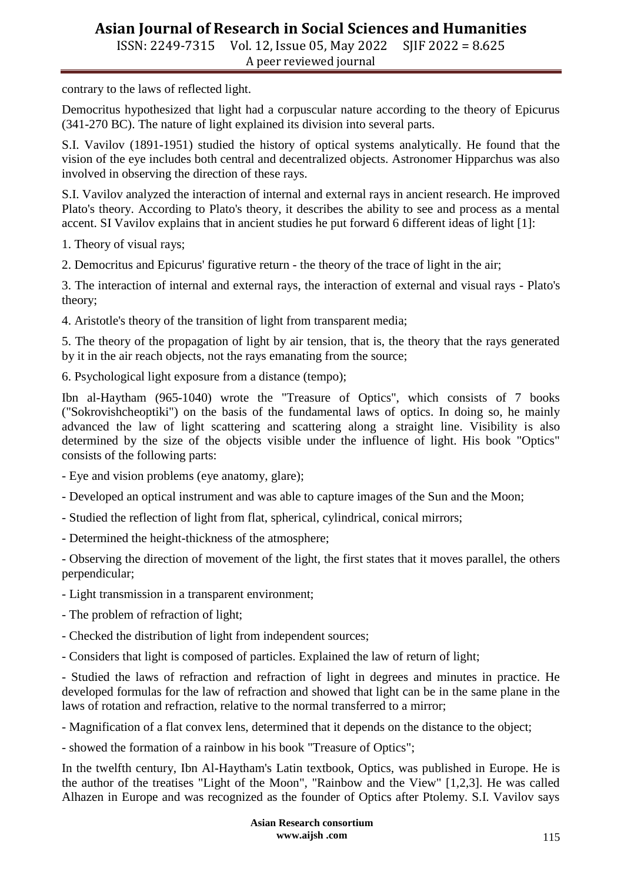contrary to the laws of reflected light.

Democritus hypothesized that light had a corpuscular nature according to the theory of Epicurus (341-270 BC). The nature of light explained its division into several parts.

S.I. Vavilov (1891-1951) studied the history of optical systems analytically. He found that the vision of the eye includes both central and decentralized objects. Astronomer Hipparchus was also involved in observing the direction of these rays.

S.I. Vavilov analyzed the interaction of internal and external rays in ancient research. He improved Plato's theory. According to Plato's theory, it describes the ability to see and process as a mental accent. SI Vavilov explains that in ancient studies he put forward 6 different ideas of light [1]:

1. Theory of visual rays;

2. Democritus and Epicurus' figurative return - the theory of the trace of light in the air;

3. The interaction of internal and external rays, the interaction of external and visual rays - Plato's theory;

4. Aristotle's theory of the transition of light from transparent media;

5. The theory of the propagation of light by air tension, that is, the theory that the rays generated by it in the air reach objects, not the rays emanating from the source;

6. Psychological light exposure from a distance (tempo);

Ibn al-Haytham (965-1040) wrote the "Treasure of Optics", which consists of 7 books ("Sokrovishcheoptiki") on the basis of the fundamental laws of optics. In doing so, he mainly advanced the law of light scattering and scattering along a straight line. Visibility is also determined by the size of the objects visible under the influence of light. His book "Optics" consists of the following parts:

- Eye and vision problems (eye anatomy, glare);
- Developed an optical instrument and was able to capture images of the Sun and the Moon;
- Studied the reflection of light from flat, spherical, cylindrical, conical mirrors;
- Determined the height-thickness of the atmosphere;
- Observing the direction of movement of the light, the first states that it moves parallel, the others perpendicular;
- Light transmission in a transparent environment;
- The problem of refraction of light;
- Checked the distribution of light from independent sources;
- Considers that light is composed of particles. Explained the law of return of light;
- Studied the laws of refraction and refraction of light in degrees and minutes in practice. He developed formulas for the law of refraction and showed that light can be in the same plane in the laws of rotation and refraction, relative to the normal transferred to a mirror;
- Magnification of a flat convex lens, determined that it depends on the distance to the object;
- showed the formation of a rainbow in his book "Treasure of Optics";

In the twelfth century, Ibn Al-Haytham's Latin textbook, Optics, was published in Europe. He is the author of the treatises "Light of the Moon", "Rainbow and the View" [1,2,3]. He was called Alhazen in Europe and was recognized as the founder of Optics after Ptolemy. S.I. Vavilov says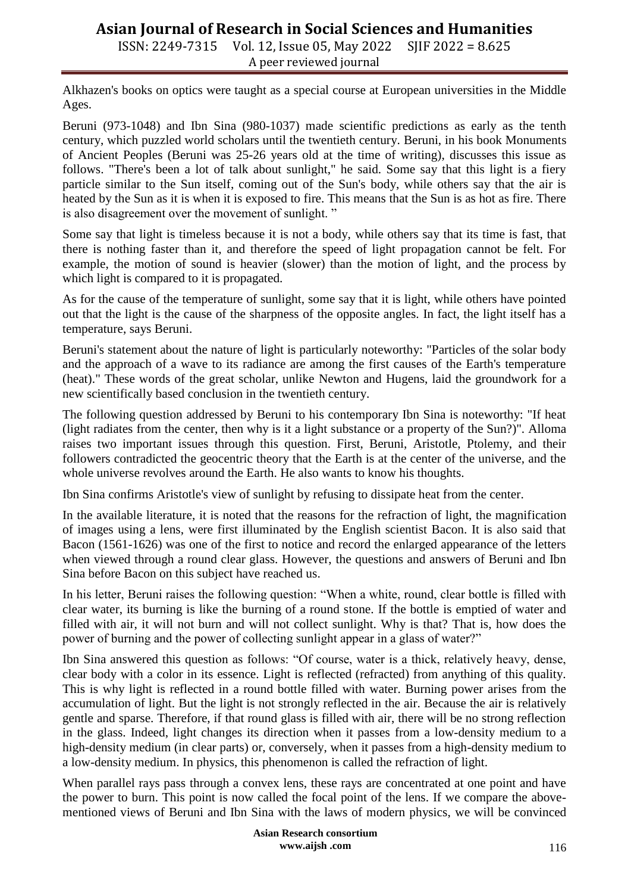Alkhazen's books on optics were taught as a special course at European universities in the Middle Ages.

Beruni (973-1048) and Ibn Sina (980-1037) made scientific predictions as early as the tenth century, which puzzled world scholars until the twentieth century. Beruni, in his book Monuments of Ancient Peoples (Beruni was 25-26 years old at the time of writing), discusses this issue as follows. "There's been a lot of talk about sunlight," he said. Some say that this light is a fiery particle similar to the Sun itself, coming out of the Sun's body, while others say that the air is heated by the Sun as it is when it is exposed to fire. This means that the Sun is as hot as fire. There is also disagreement over the movement of sunlight. "

Some say that light is timeless because it is not a body, while others say that its time is fast, that there is nothing faster than it, and therefore the speed of light propagation cannot be felt. For example, the motion of sound is heavier (slower) than the motion of light, and the process by which light is compared to it is propagated.

As for the cause of the temperature of sunlight, some say that it is light, while others have pointed out that the light is the cause of the sharpness of the opposite angles. In fact, the light itself has a temperature, says Beruni.

Beruni's statement about the nature of light is particularly noteworthy: "Particles of the solar body and the approach of a wave to its radiance are among the first causes of the Earth's temperature (heat)." These words of the great scholar, unlike Newton and Hugens, laid the groundwork for a new scientifically based conclusion in the twentieth century.

The following question addressed by Beruni to his contemporary Ibn Sina is noteworthy: "If heat (light radiates from the center, then why is it a light substance or a property of the Sun?)". Alloma raises two important issues through this question. First, Beruni, Aristotle, Ptolemy, and their followers contradicted the geocentric theory that the Earth is at the center of the universe, and the whole universe revolves around the Earth. He also wants to know his thoughts.

Ibn Sina confirms Aristotle's view of sunlight by refusing to dissipate heat from the center.

In the available literature, it is noted that the reasons for the refraction of light, the magnification of images using a lens, were first illuminated by the English scientist Bacon. It is also said that Bacon (1561-1626) was one of the first to notice and record the enlarged appearance of the letters when viewed through a round clear glass. However, the questions and answers of Beruni and Ibn Sina before Bacon on this subject have reached us.

In his letter, Beruni raises the following question: "When a white, round, clear bottle is filled with clear water, its burning is like the burning of a round stone. If the bottle is emptied of water and filled with air, it will not burn and will not collect sunlight. Why is that? That is, how does the power of burning and the power of collecting sunlight appear in a glass of water?"

Ibn Sina answered this question as follows: "Of course, water is a thick, relatively heavy, dense, clear body with a color in its essence. Light is reflected (refracted) from anything of this quality. This is why light is reflected in a round bottle filled with water. Burning power arises from the accumulation of light. But the light is not strongly reflected in the air. Because the air is relatively gentle and sparse. Therefore, if that round glass is filled with air, there will be no strong reflection in the glass. Indeed, light changes its direction when it passes from a low-density medium to a high-density medium (in clear parts) or, conversely, when it passes from a high-density medium to a low-density medium. In physics, this phenomenon is called the refraction of light.

When parallel rays pass through a convex lens, these rays are concentrated at one point and have the power to burn. This point is now called the focal point of the lens. If we compare the above-mentioned views of Beruni and Ibn Sina with the laws of modern physics, we will be convinced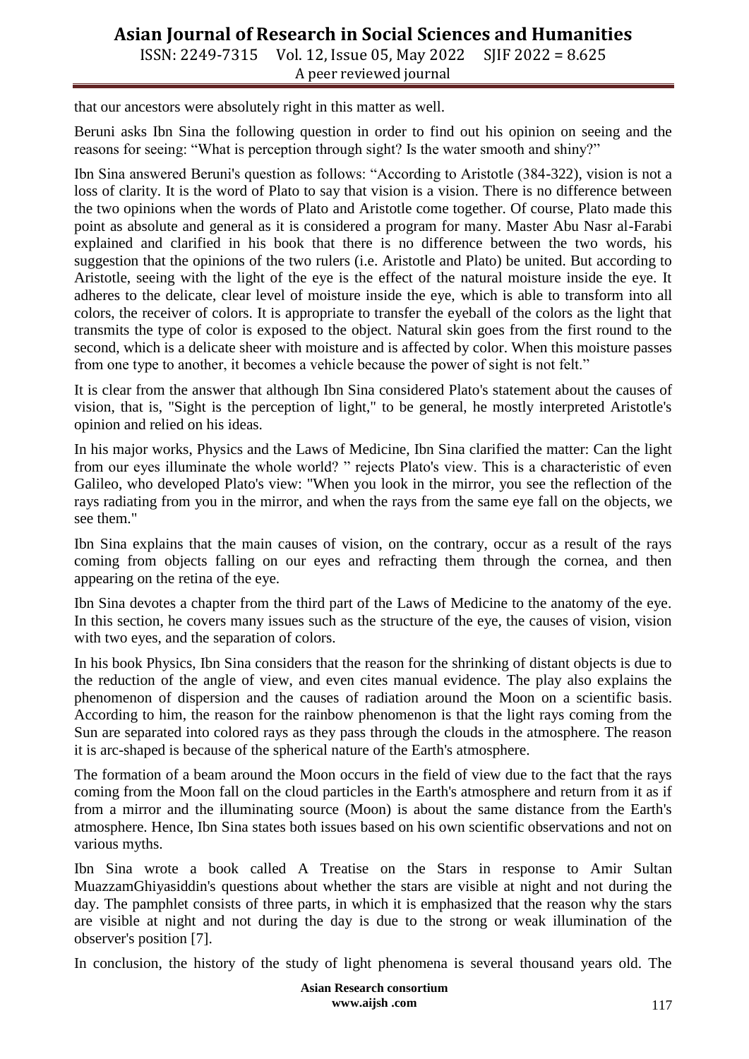that our ancestors were absolutely right in this matter as well.

Beruni asks Ibn Sina the following question in order to find out his opinion on seeing and the reasons for seeing: "What is perception through sight? Is the water smooth and shiny?"

Ibn Sina answered Beruni's question as follows: "According to Aristotle (384-322), vision is not a loss of clarity. It is the word of Plato to say that vision is a vision. There is no difference between the two opinions when the words of Plato and Aristotle come together. Of course, Plato made this point as absolute and general as it is considered a program for many. Master Abu Nasr al-Farabi explained and clarified in his book that there is no difference between the two words, his suggestion that the opinions of the two rulers (i.e. Aristotle and Plato) be united. But according to Aristotle, seeing with the light of the eye is the effect of the natural moisture inside the eye. It adheres to the delicate, clear level of moisture inside the eye, which is able to transform into all colors, the receiver of colors. It is appropriate to transfer the eyeball of the colors as the light that transmits the type of color is exposed to the object. Natural skin goes from the first round to the second, which is a delicate sheer with moisture and is affected by color. When this moisture passes from one type to another, it becomes a vehicle because the power of sight is not felt."

It is clear from the answer that although Ibn Sina considered Plato's statement about the causes of vision, that is, "Sight is the perception of light," to be general, he mostly interpreted Aristotle's opinion and relied on his ideas.

In his major works, Physics and the Laws of Medicine, Ibn Sina clarified the matter: Can the light from our eyes illuminate the whole world? " rejects Plato's view. This is a characteristic of even Galileo, who developed Plato's view: "When you look in the mirror, you see the reflection of the rays radiating from you in the mirror, and when the rays from the same eye fall on the objects, we see them."

Ibn Sina explains that the main causes of vision, on the contrary, occur as a result of the rays coming from objects falling on our eyes and refracting them through the cornea, and then appearing on the retina of the eye.

Ibn Sina devotes a chapter from the third part of the Laws of Medicine to the anatomy of the eye. In this section, he covers many issues such as the structure of the eye, the causes of vision, vision with two eyes, and the separation of colors.

In his book Physics, Ibn Sina considers that the reason for the shrinking of distant objects is due to the reduction of the angle of view, and even cites manual evidence. The play also explains the phenomenon of dispersion and the causes of radiation around the Moon on a scientific basis. According to him, the reason for the rainbow phenomenon is that the light rays coming from the Sun are separated into colored rays as they pass through the clouds in the atmosphere. The reason it is arc-shaped is because of the spherical nature of the Earth's atmosphere.

The formation of a beam around the Moon occurs in the field of view due to the fact that the rays coming from the Moon fall on the cloud particles in the Earth's atmosphere and return from it as if from a mirror and the illuminating source (Moon) is about the same distance from the Earth's atmosphere. Hence, Ibn Sina states both issues based on his own scientific observations and not on various myths.

Ibn Sina wrote a book called A Treatise on the Stars in response to Amir Sultan MuazzamGhiyasiddin's questions about whether the stars are visible at night and not during the day. The pamphlet consists of three parts, in which it is emphasized that the reason why the stars are visible at night and not during the day is due to the strong or weak illumination of the observer's position [7].

In conclusion, the history of the study of light phenomena is several thousand years old. The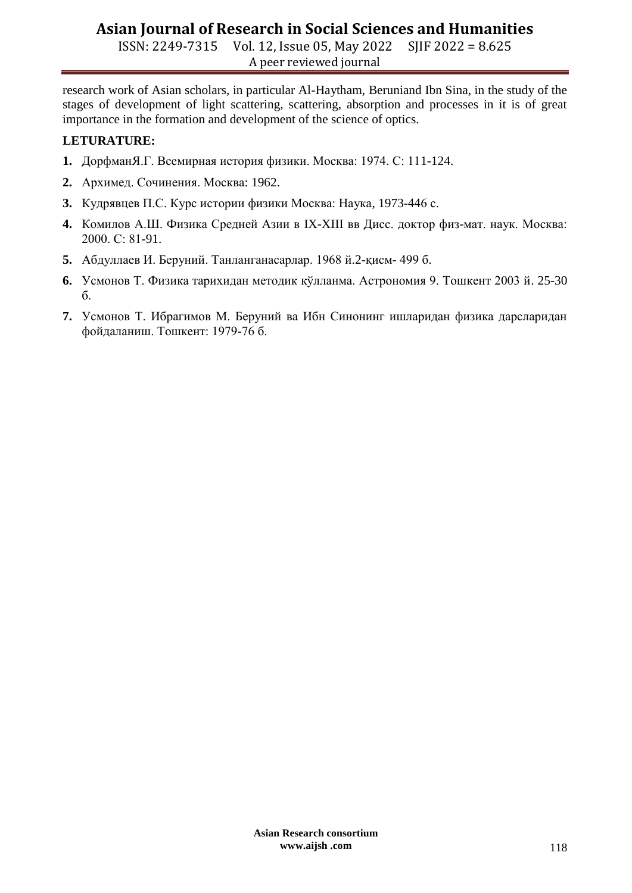research work of Asian scholars, in particular Al-Haytham, Beruniand Ibn Sina, in the study of the stages of development of light scattering, scattering, absorption and processes in it is of great importance in the formation and development of the science of optics.

**LETURATURE:**

1. ДорфманЯ.Г. Всемирная история физики. Москва: 1974. С: 111-124.
2. Архимед. Сочинения. Москва: 1962.
3. Кудрявцев П.С. Курс истории физики Москва: Наука, 1973-446 с.
4. Комилов А.Ш. Физика Средней Азии в IX-XIII вв Дисс. доктор физ-мат. наук. Москва: 2000. С: 81-91.
5. Абдуллаев И. Беруний. Танланганасарлар. 1968 й.2-қисм- 499 б.
6. Усмонов Т. Физика тарихидан методик қўлланма. Астрономия 9. Тошкент 2003 й. 25-30 б.
7. Усмонов Т. Ибрагимов М. Беруний ва Ибн Синонинг ишларидан физика дарсларидан фойдаланиш. Тошкент: 1979-76 б.